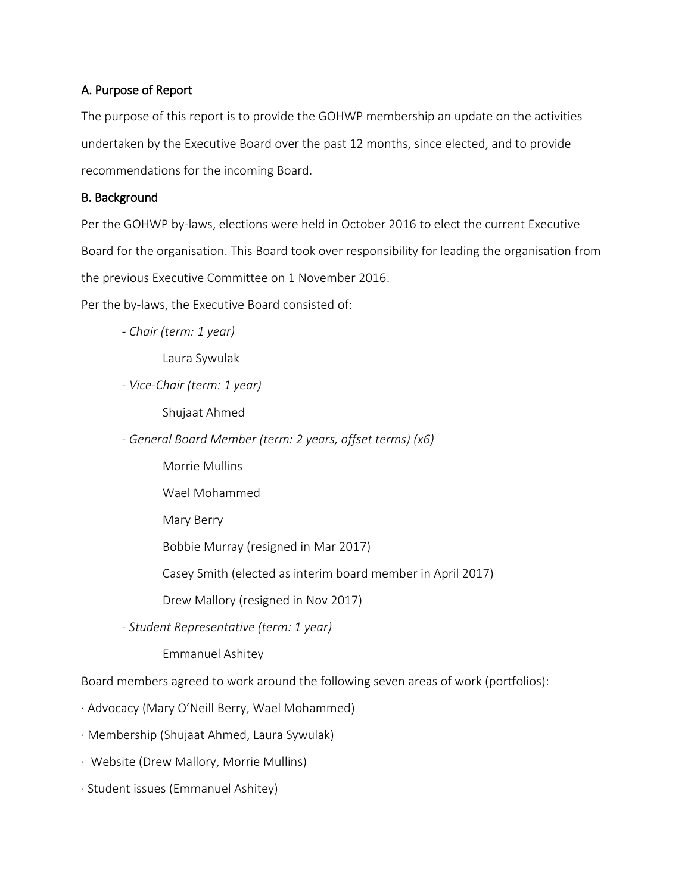## A. Purpose of Report

The purpose of this report is to provide the GOHWP membership an update on the activities undertaken by the Executive Board over the past 12 months, since elected, and to provide recommendations for the incoming Board.

## B. Background

Per the GOHWP by-laws, elections were held in October 2016 to elect the current Executive Board for the organisation. This Board took over responsibility for leading the organisation from the previous Executive Committee on 1 November 2016.

Per the by-laws, the Executive Board consisted of:

- *Chair (term: 1 year)*
  - Laura Sywulak
- *Vice-Chair (term: 1 year)*
  - Shujaat Ahmed
- *General Board Member (term: 2 years, offset terms) (x6)*
  - Morrie Mullins
  - Wael Mohammed
  - Mary Berry
  - Bobbie Murray (resigned in Mar 2017)
  - Casey Smith (elected as interim board member in April 2017)
  - Drew Mallory (resigned in Nov 2017)
- *Student Representative (term: 1 year)*
  - Emmanuel Ashitey

Board members agreed to work around the following seven areas of work (portfolios):

- Advocacy (Mary O'Neill Berry, Wael Mohammed)
- Membership (Shujaat Ahmed, Laura Sywulak)
- Website (Drew Mallory, Morrie Mullins)
- Student issues (Emmanuel Ashitey)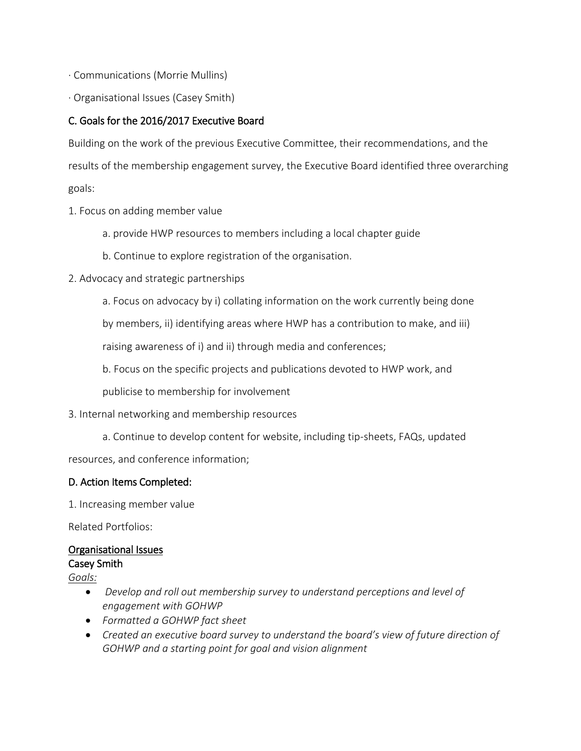· Communications (Morrie Mullins)

· Organisational Issues (Casey Smith)

## C. Goals for the 2016/2017 Executive Board

Building on the work of the previous Executive Committee, their recommendations, and the results of the membership engagement survey, the Executive Board identified three overarching goals:

1. Focus on adding member value

    a. provide HWP resources to members including a local chapter guide

    b. Continue to explore registration of the organisation.

2. Advocacy and strategic partnerships

    a. Focus on advocacy by i) collating information on the work currently being done by members, ii) identifying areas where HWP has a contribution to make, and iii) raising awareness of i) and ii) through media and conferences;

    b. Focus on the specific projects and publications devoted to HWP work, and publicise to membership for involvement

3. Internal networking and membership resources

    a. Continue to develop content for website, including tip-sheets, FAQs, updated resources, and conference information;

## D. Action Items Completed:

1. Increasing member value

Related Portfolios:

### Organisational Issues

**Casey Smith**

*Goals:*

- *Develop and roll out membership survey to understand perceptions and level of engagement with GOHWP*
- *Formatted a GOHWP fact sheet*
- *Created an executive board survey to understand the board's view of future direction of GOHWP and a starting point for goal and vision alignment*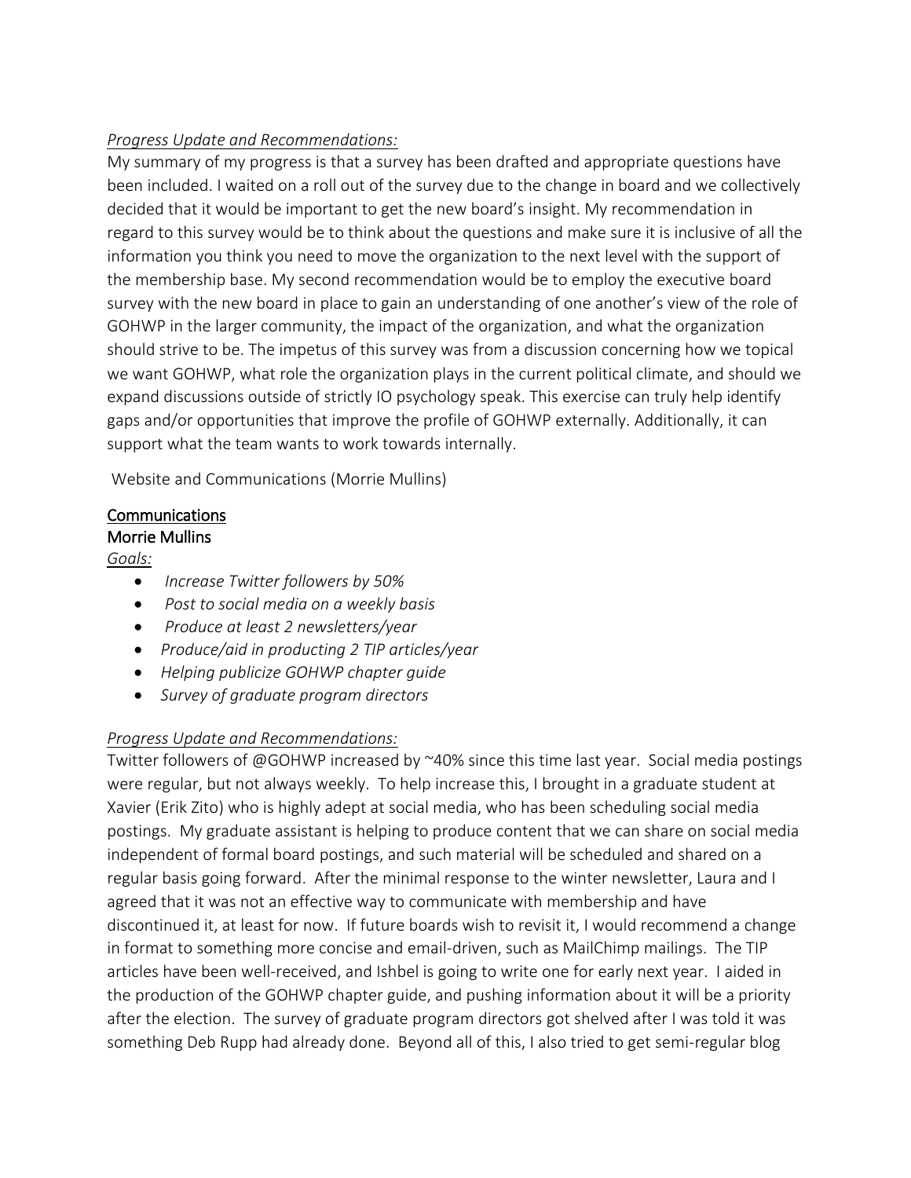*Progress Update and Recommendations:*

My summary of my progress is that a survey has been drafted and appropriate questions have been included. I waited on a roll out of the survey due to the change in board and we collectively decided that it would be important to get the new board's insight. My recommendation in regard to this survey would be to think about the questions and make sure it is inclusive of all the information you think you need to move the organization to the next level with the support of the membership base. My second recommendation would be to employ the executive board survey with the new board in place to gain an understanding of one another's view of the role of GOHWP in the larger community, the impact of the organization, and what the organization should strive to be. The impetus of this survey was from a discussion concerning how we topical we want GOHWP, what role the organization plays in the current political climate, and should we expand discussions outside of strictly IO psychology speak. This exercise can truly help identify gaps and/or opportunities that improve the profile of GOHWP externally. Additionally, it can support what the team wants to work towards internally.

Website and Communications (Morrie Mullins)

<u>Communications</u>

<u>Morrie Mullins</u>

*Goals:*

- *Increase Twitter followers by 50%*
- *Post to social media on a weekly basis*
- *Produce at least 2 newsletters/year*
- *Produce/aid in productng 2 TIP articles/year*
- *Helping publicize GOHWP chapter guide*
- *Survey of graduate program directors*

*Progress Update and Recommendations:*

Twitter followers of @GOHWP increased by ~40% since this time last year. Social media postings were regular, but not always weekly. To help increase this, I brought in a graduate student at Xavier (Erik Zito) who is highly adept at social media, who has been scheduling social media postings. My graduate assistant is helping to produce content that we can share on social media independent of formal board postings, and such material will be scheduled and shared on a regular basis going forward. After the minimal response to the winter newsletter, Laura and I agreed that it was not an effective way to communicate with membership and have discontinued it, at least for now. If future boards wish to revisit it, I would recommend a change in format to something more concise and email-driven, such as MailChimp mailings. The TIP articles have been well-received, and Ishbel is going to write one for early next year. I aided in the production of the GOHWP chapter guide, and pushing information about it will be a priority after the election. The survey of graduate program directors got shelved after I was told it was something Deb Rupp had already done. Beyond all of this, I also tried to get semi-regular blog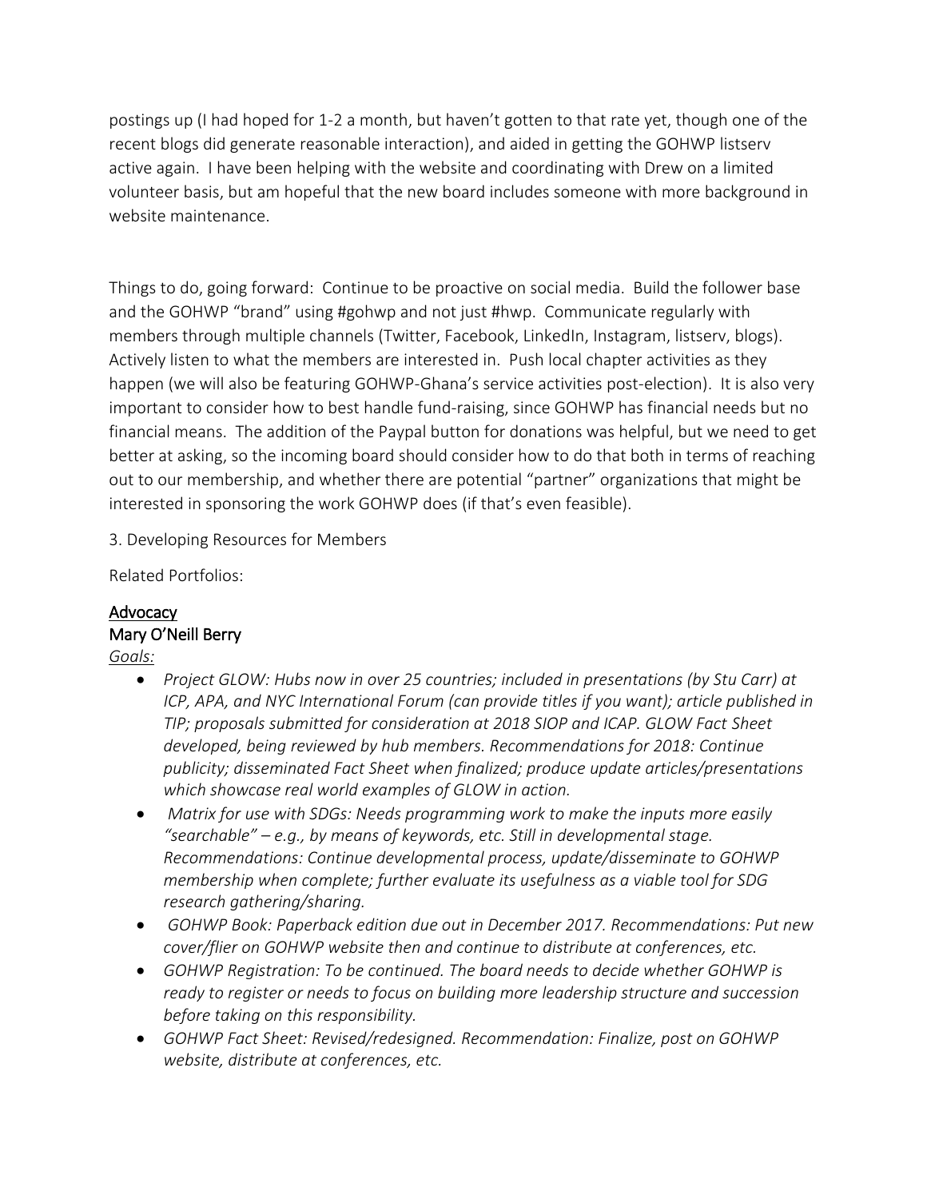postings up (I had hoped for 1-2 a month, but haven't gotten to that rate yet, though one of the recent blogs did generate reasonable interaction), and aided in getting the GOHWP listserv active again. I have been helping with the website and coordinating with Drew on a limited volunteer basis, but am hopeful that the new board includes someone with more background in website maintenance.

Things to do, going forward: Continue to be proactive on social media. Build the follower base and the GOHWP "brand" using #gohwp and not just #hwp. Communicate regularly with members through multiple channels (Twitter, Facebook, LinkedIn, Instagram, listserv, blogs). Actively listen to what the members are interested in. Push local chapter activities as they happen (we will also be featuring GOHWP-Ghana's service activities post-election). It is also very important to consider how to best handle fund-raising, since GOHWP has financial needs but no financial means. The addition of the Paypal button for donations was helpful, but we need to get better at asking, so the incoming board should consider how to do that both in terms of reaching out to our membership, and whether there are potential "partner" organizations that might be interested in sponsoring the work GOHWP does (if that's even feasible).

3. Developing Resources for Members

Related Portfolios:

<u>Advocacy</u>
Mary O'Neill Berry

<u>*Goals:*</u>

- *Project GLOW: Hubs now in over 25 countries; included in presentations (by Stu Carr) at ICP, APA, and NYC International Forum (can provide titles if you want); article published in TIP; proposals submitted for consideration at 2018 SIOP and ICAP. GLOW Fact Sheet developed, being reviewed by hub members. Recommendations for 2018: Continue publicity; disseminated Fact Sheet when finalized; produce update articles/presentations which showcase real world examples of GLOW in action.*
- *Matrix for use with SDGs: Needs programming work to make the inputs more easily "searchable" – e.g., by means of keywords, etc. Still in developmental stage. Recommendations: Continue developmental process, update/disseminate to GOHWP membership when complete; further evaluate its usefulness as a viable tool for SDG research gathering/sharing.*
- *GOHWP Book: Paperback edition due out in December 2017. Recommendations: Put new cover/flier on GOHWP website then and continue to distribute at conferences, etc.*
- *GOHWP Registration: To be continued. The board needs to decide whether GOHWP is ready to register or needs to focus on building more leadership structure and succession before taking on this responsibility.*
- *GOHWP Fact Sheet: Revised/redesigned. Recommendation: Finalize, post on GOHWP website, distribute at conferences, etc.*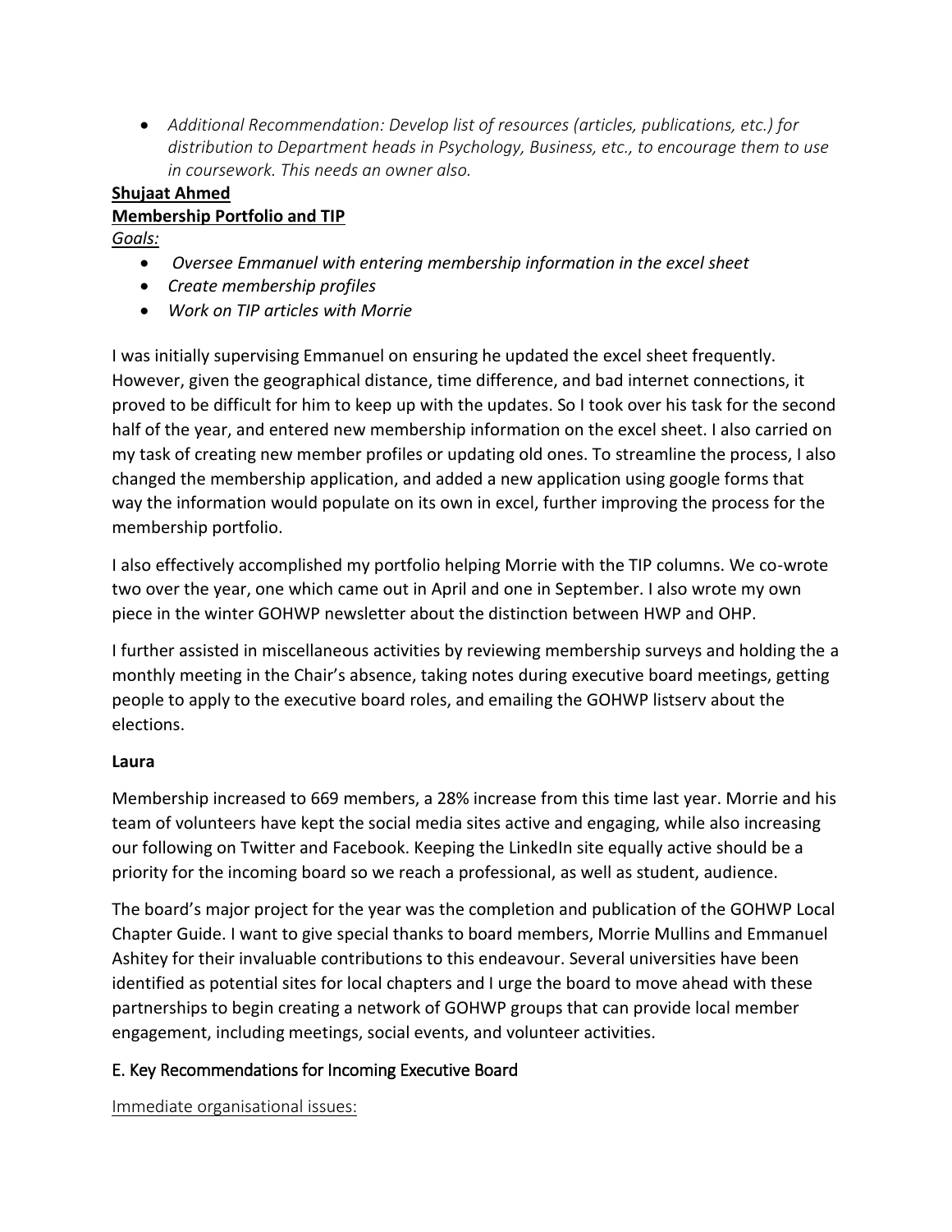- *Additional Recommendation: Develop list of resources (articles, publications, etc.) for distribution to Department heads in Psychology, Business, etc., to encourage them to use in coursework. This needs an owner also.*

**Shujaat Ahmed**

**Membership Portfolio and TIP**

*Goals:*

- *Oversee Emmanuel with entering membership information in the excel sheet*
- *Create membership profiles*
- *Work on TIP articles with Morrie*

I was initially supervising Emmanuel on ensuring he updated the excel sheet frequently. However, given the geographical distance, time difference, and bad internet connections, it proved to be difficult for him to keep up with the updates. So I took over his task for the second half of the year, and entered new membership information on the excel sheet. I also carried on my task of creating new member profiles or updating old ones. To streamline the process, I also changed the membership application, and added a new application using google forms that way the information would populate on its own in excel, further improving the process for the membership portfolio.

I also effectively accomplished my portfolio helping Morrie with the TIP columns. We co-wrote two over the year, one which came out in April and one in September. I also wrote my own piece in the winter GOHWP newsletter about the distinction between HWP and OHP.

I further assisted in miscellaneous activities by reviewing membership surveys and holding the a monthly meeting in the Chair's absence, taking notes during executive board meetings, getting people to apply to the executive board roles, and emailing the GOHWP listserv about the elections.

**Laura**

Membership increased to 669 members, a 28% increase from this time last year. Morrie and his team of volunteers have kept the social media sites active and engaging, while also increasing our following on Twitter and Facebook. Keeping the LinkedIn site equally active should be a priority for the incoming board so we reach a professional, as well as student, audience.

The board's major project for the year was the completion and publication of the GOHWP Local Chapter Guide. I want to give special thanks to board members, Morrie Mullins and Emmanuel Ashitey for their invaluable contributions to this endeavour. Several universities have been identified as potential sites for local chapters and I urge the board to move ahead with these partnerships to begin creating a network of GOHWP groups that can provide local member engagement, including meetings, social events, and volunteer activities.

## E. Key Recommendations for Incoming Executive Board

Immediate organisational issues: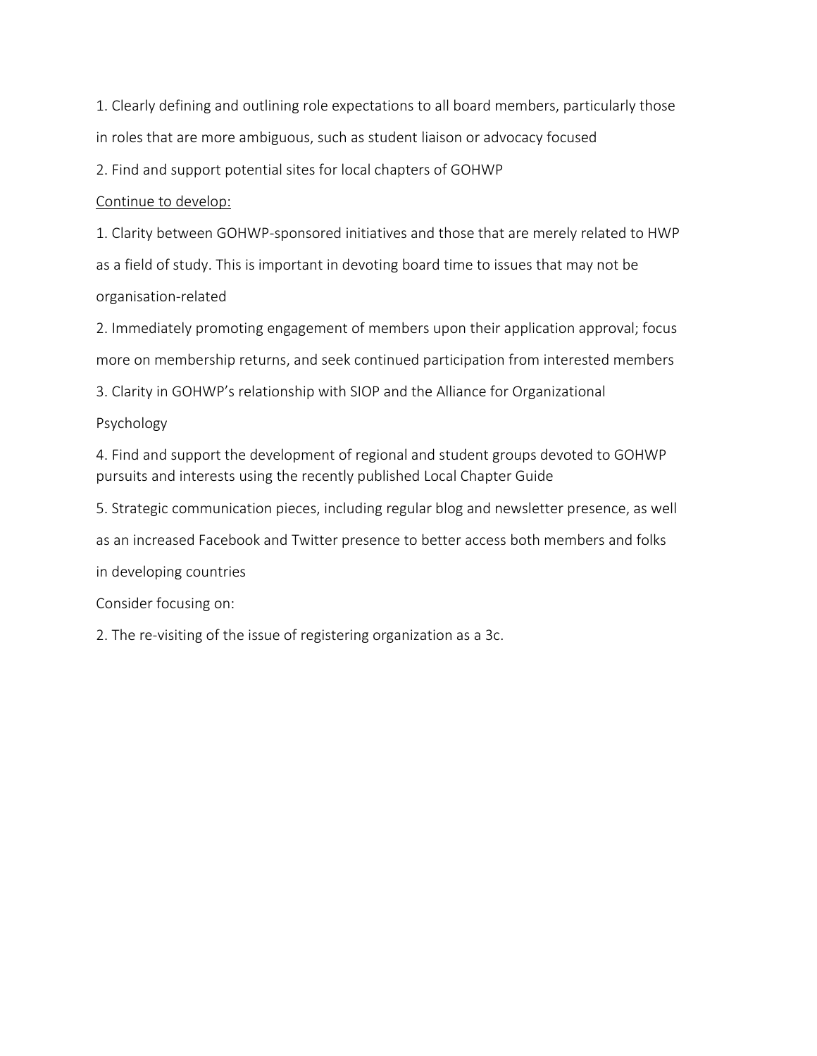1. Clearly defining and outlining role expectations to all board members, particularly those in roles that are more ambiguous, such as student liaison or advocacy focused

2. Find and support potential sites for local chapters of GOHWP

<u>Continue to develop:</u>

1. Clarity between GOHWP-sponsored initiatives and those that are merely related to HWP as a field of study. This is important in devoting board time to issues that may not be organisation-related

2. Immediately promoting engagement of members upon their application approval; focus more on membership returns, and seek continued participation from interested members

3. Clarity in GOHWP's relationship with SIOP and the Alliance for Organizational Psychology

4. Find and support the development of regional and student groups devoted to GOHWP pursuits and interests using the recently published Local Chapter Guide

5. Strategic communication pieces, including regular blog and newsletter presence, as well as an increased Facebook and Twitter presence to better access both members and folks in developing countries

Consider focusing on:

2. The re-visiting of the issue of registering organization as a 3c.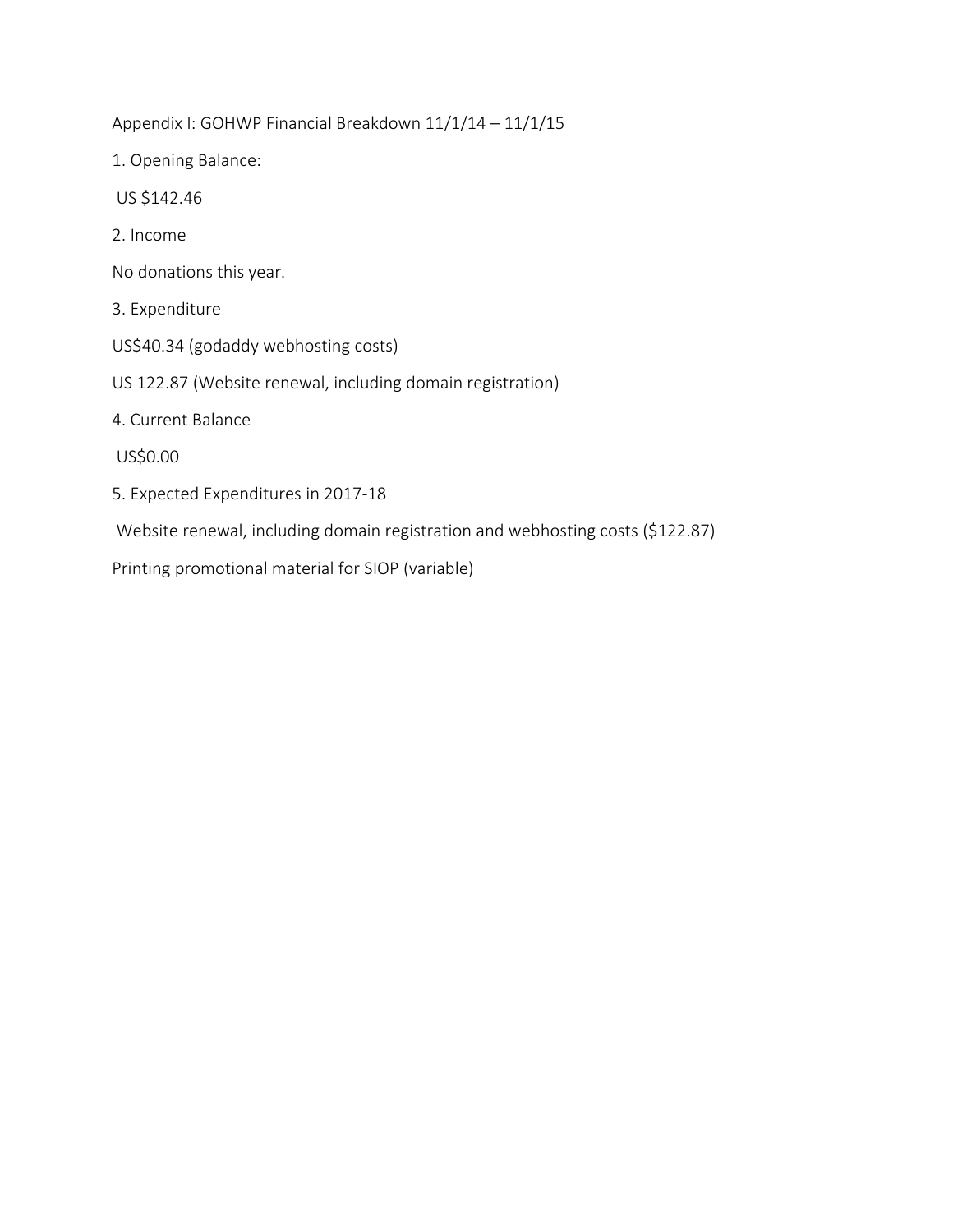Appendix I: GOHWP Financial Breakdown 11/1/14 – 11/1/15

1. Opening Balance:

US $142.46

2. Income

No donations this year.

3. Expenditure

US$40.34 (godaddy webhosting costs)

US 122.87 (Website renewal, including domain registration)

4. Current Balance

US$0.00

5. Expected Expenditures in 2017-18

Website renewal, including domain registration and webhosting costs ($122.87)

Printing promotional material for SIOP (variable)